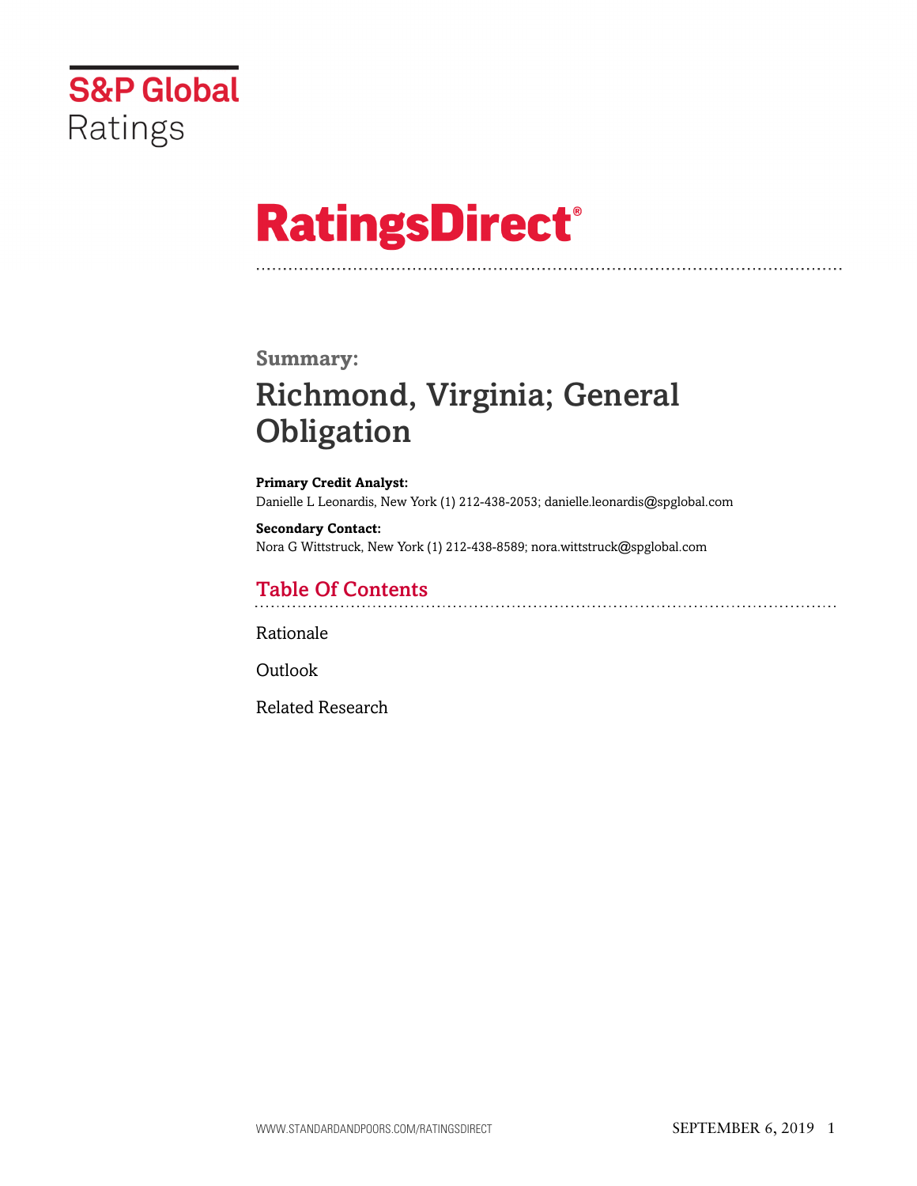S&P Global Ratings

# RatingsDirect®

**Summary:**

## Richmond, Virginia; General Obligation

**Primary Credit Analyst:**
Danielle L Leonardis, New York (1) 212-438-2053; danielle.leonardis@spglobal.com

**Secondary Contact:**
Nora G Wittstruck, New York (1) 212-438-8589; nora.wittstruck@spglobal.com

## Table Of Contents

Rationale

Outlook

Related Research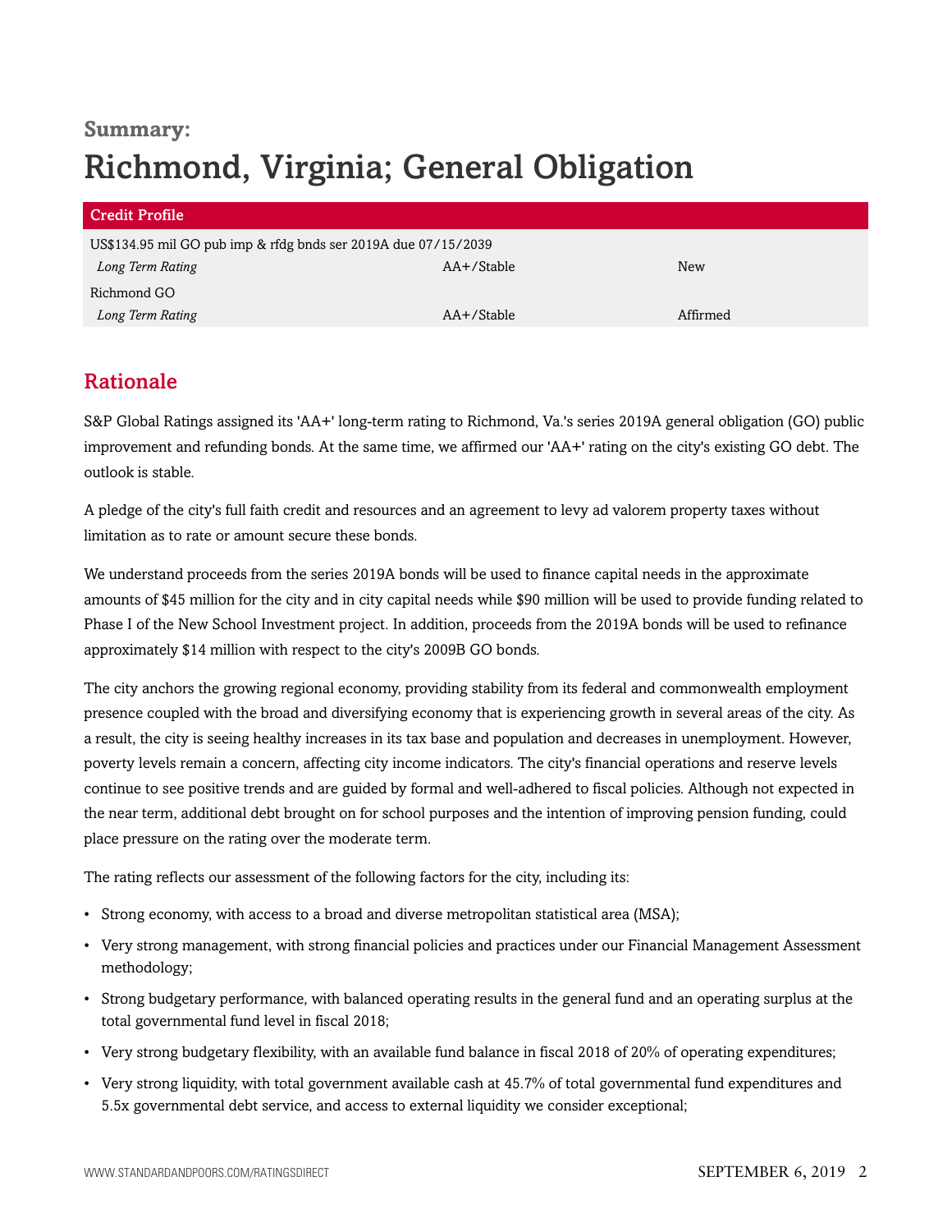**Summary:**

# Richmond, Virginia; General Obligation

| Credit Profile | | |
|---|---|---|
| US$134.95 mil GO pub imp & rfdg bnds ser 2019A due 07/15/2039 | | |
| *Long Term Rating* | AA+/Stable | New |
| Richmond GO | | |
| *Long Term Rating* | AA+/Stable | Affirmed |

## Rationale

S&P Global Ratings assigned its 'AA+' long-term rating to Richmond, Va.'s series 2019A general obligation (GO) public improvement and refunding bonds. At the same time, we affirmed our 'AA+' rating on the city's existing GO debt. The outlook is stable.

A pledge of the city's full faith credit and resources and an agreement to levy ad valorem property taxes without limitation as to rate or amount secure these bonds.

We understand proceeds from the series 2019A bonds will be used to finance capital needs in the approximate amounts of $45 million for the city and in city capital needs while $90 million will be used to provide funding related to Phase I of the New School Investment project. In addition, proceeds from the 2019A bonds will be used to refinance approximately $14 million with respect to the city's 2009B GO bonds.

The city anchors the growing regional economy, providing stability from its federal and commonwealth employment presence coupled with the broad and diversifying economy that is experiencing growth in several areas of the city. As a result, the city is seeing healthy increases in its tax base and population and decreases in unemployment. However, poverty levels remain a concern, affecting city income indicators. The city's financial operations and reserve levels continue to see positive trends and are guided by formal and well-adhered to fiscal policies. Although not expected in the near term, additional debt brought on for school purposes and the intention of improving pension funding, could place pressure on the rating over the moderate term.

The rating reflects our assessment of the following factors for the city, including its:

- Strong economy, with access to a broad and diverse metropolitan statistical area (MSA);
- Very strong management, with strong financial policies and practices under our Financial Management Assessment methodology;
- Strong budgetary performance, with balanced operating results in the general fund and an operating surplus at the total governmental fund level in fiscal 2018;
- Very strong budgetary flexibility, with an available fund balance in fiscal 2018 of 20% of operating expenditures;
- Very strong liquidity, with total government available cash at 45.7% of total governmental fund expenditures and 5.5x governmental debt service, and access to external liquidity we consider exceptional;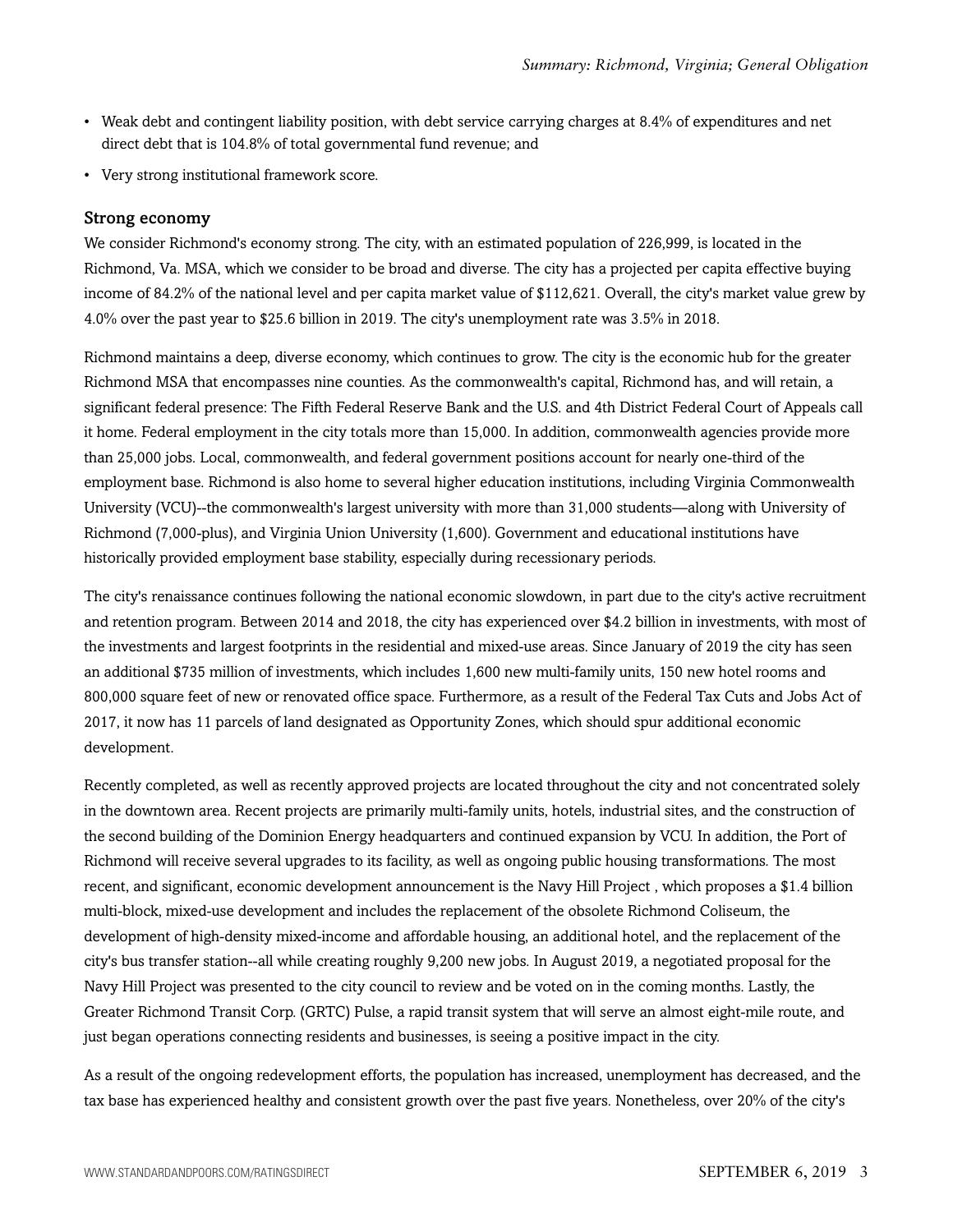- Weak debt and contingent liability position, with debt service carrying charges at 8.4% of expenditures and net direct debt that is 104.8% of total governmental fund revenue; and
- Very strong institutional framework score.

### Strong economy

We consider Richmond's economy strong. The city, with an estimated population of 226,999, is located in the Richmond, Va. MSA, which we consider to be broad and diverse. The city has a projected per capita effective buying income of 84.2% of the national level and per capita market value of $112,621. Overall, the city's market value grew by 4.0% over the past year to $25.6 billion in 2019. The city's unemployment rate was 3.5% in 2018.

Richmond maintains a deep, diverse economy, which continues to grow. The city is the economic hub for the greater Richmond MSA that encompasses nine counties. As the commonwealth's capital, Richmond has, and will retain, a significant federal presence: The Fifth Federal Reserve Bank and the U.S. and 4th District Federal Court of Appeals call it home. Federal employment in the city totals more than 15,000. In addition, commonwealth agencies provide more than 25,000 jobs. Local, commonwealth, and federal government positions account for nearly one-third of the employment base. Richmond is also home to several higher education institutions, including Virginia Commonwealth University (VCU)--the commonwealth's largest university with more than 31,000 students—along with University of Richmond (7,000-plus), and Virginia Union University (1,600). Government and educational institutions have historically provided employment base stability, especially during recessionary periods.

The city's renaissance continues following the national economic slowdown, in part due to the city's active recruitment and retention program. Between 2014 and 2018, the city has experienced over $4.2 billion in investments, with most of the investments and largest footprints in the residential and mixed-use areas. Since January of 2019 the city has seen an additional $735 million of investments, which includes 1,600 new multi-family units, 150 new hotel rooms and 800,000 square feet of new or renovated office space. Furthermore, as a result of the Federal Tax Cuts and Jobs Act of 2017, it now has 11 parcels of land designated as Opportunity Zones, which should spur additional economic development.

Recently completed, as well as recently approved projects are located throughout the city and not concentrated solely in the downtown area. Recent projects are primarily multi-family units, hotels, industrial sites, and the construction of the second building of the Dominion Energy headquarters and continued expansion by VCU. In addition, the Port of Richmond will receive several upgrades to its facility, as well as ongoing public housing transformations. The most recent, and significant, economic development announcement is the Navy Hill Project , which proposes a $1.4 billion multi-block, mixed-use development and includes the replacement of the obsolete Richmond Coliseum, the development of high-density mixed-income and affordable housing, an additional hotel, and the replacement of the city's bus transfer station--all while creating roughly 9,200 new jobs. In August 2019, a negotiated proposal for the Navy Hill Project was presented to the city council to review and be voted on in the coming months. Lastly, the Greater Richmond Transit Corp. (GRTC) Pulse, a rapid transit system that will serve an almost eight-mile route, and just began operations connecting residents and businesses, is seeing a positive impact in the city.

As a result of the ongoing redevelopment efforts, the population has increased, unemployment has decreased, and the tax base has experienced healthy and consistent growth over the past five years. Nonetheless, over 20% of the city's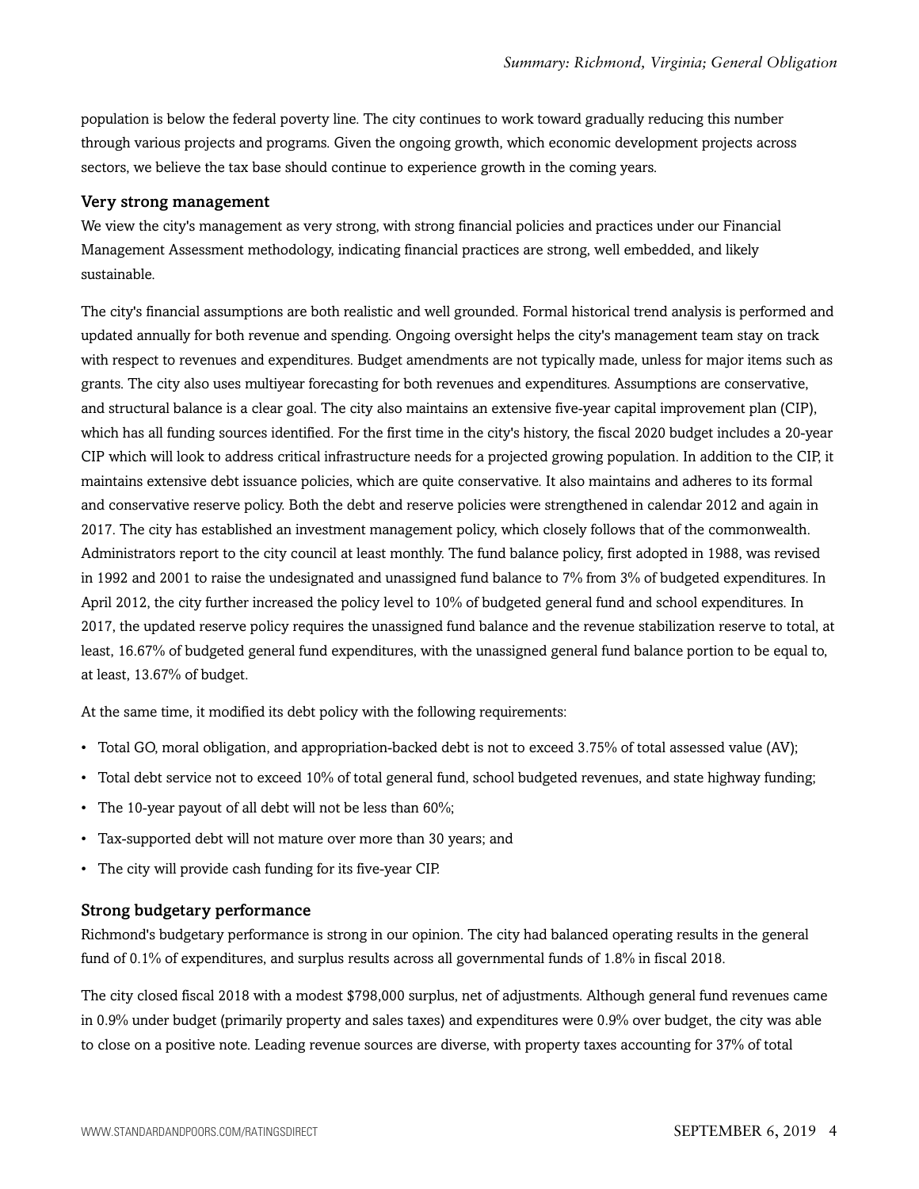population is below the federal poverty line. The city continues to work toward gradually reducing this number through various projects and programs. Given the ongoing growth, which economic development projects across sectors, we believe the tax base should continue to experience growth in the coming years.

### Very strong management

We view the city's management as very strong, with strong financial policies and practices under our Financial Management Assessment methodology, indicating financial practices are strong, well embedded, and likely sustainable.

The city's financial assumptions are both realistic and well grounded. Formal historical trend analysis is performed and updated annually for both revenue and spending. Ongoing oversight helps the city's management team stay on track with respect to revenues and expenditures. Budget amendments are not typically made, unless for major items such as grants. The city also uses multiyear forecasting for both revenues and expenditures. Assumptions are conservative, and structural balance is a clear goal. The city also maintains an extensive five-year capital improvement plan (CIP), which has all funding sources identified. For the first time in the city's history, the fiscal 2020 budget includes a 20-year CIP which will look to address critical infrastructure needs for a projected growing population. In addition to the CIP, it maintains extensive debt issuance policies, which are quite conservative. It also maintains and adheres to its formal and conservative reserve policy. Both the debt and reserve policies were strengthened in calendar 2012 and again in 2017. The city has established an investment management policy, which closely follows that of the commonwealth. Administrators report to the city council at least monthly. The fund balance policy, first adopted in 1988, was revised in 1992 and 2001 to raise the undesignated and unassigned fund balance to 7% from 3% of budgeted expenditures. In April 2012, the city further increased the policy level to 10% of budgeted general fund and school expenditures. In 2017, the updated reserve policy requires the unassigned fund balance and the revenue stabilization reserve to total, at least, 16.67% of budgeted general fund expenditures, with the unassigned general fund balance portion to be equal to, at least, 13.67% of budget.

At the same time, it modified its debt policy with the following requirements:

- Total GO, moral obligation, and appropriation-backed debt is not to exceed 3.75% of total assessed value (AV);
- Total debt service not to exceed 10% of total general fund, school budgeted revenues, and state highway funding;
- The 10-year payout of all debt will not be less than 60%;
- Tax-supported debt will not mature over more than 30 years; and
- The city will provide cash funding for its five-year CIP.

### Strong budgetary performance

Richmond's budgetary performance is strong in our opinion. The city had balanced operating results in the general fund of 0.1% of expenditures, and surplus results across all governmental funds of 1.8% in fiscal 2018.

The city closed fiscal 2018 with a modest $798,000 surplus, net of adjustments. Although general fund revenues came in 0.9% under budget (primarily property and sales taxes) and expenditures were 0.9% over budget, the city was able to close on a positive note. Leading revenue sources are diverse, with property taxes accounting for 37% of total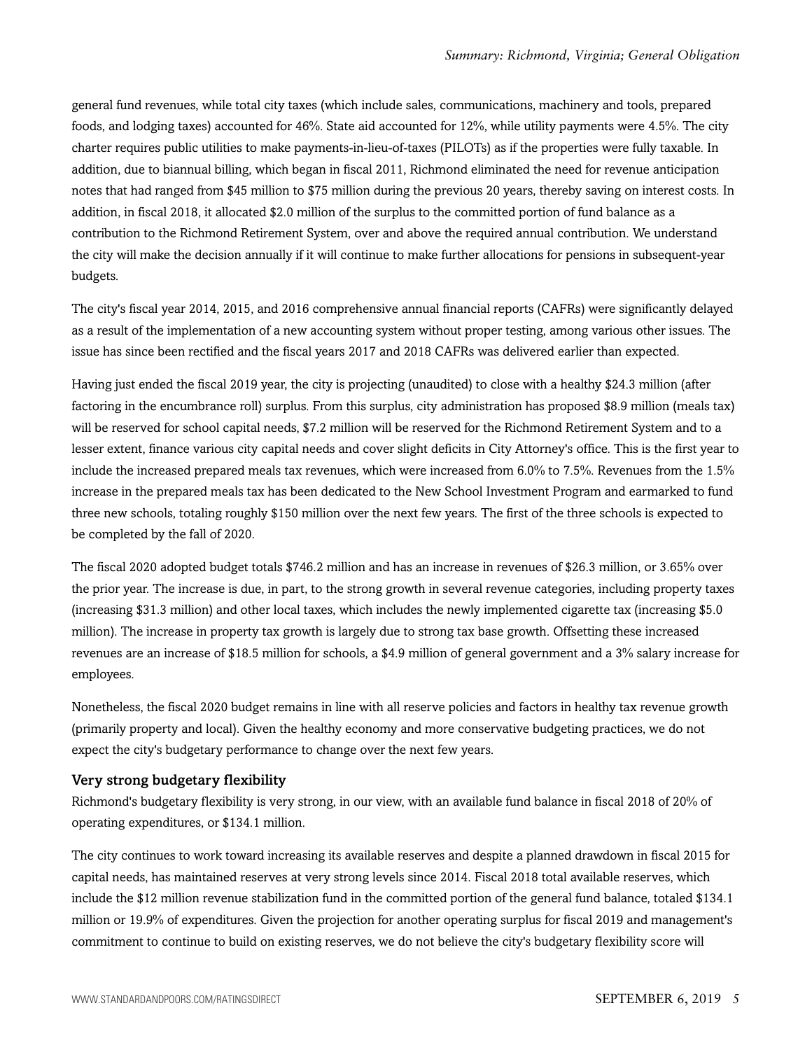general fund revenues, while total city taxes (which include sales, communications, machinery and tools, prepared foods, and lodging taxes) accounted for 46%. State aid accounted for 12%, while utility payments were 4.5%. The city charter requires public utilities to make payments-in-lieu-of-taxes (PILOTs) as if the properties were fully taxable. In addition, due to biannual billing, which began in fiscal 2011, Richmond eliminated the need for revenue anticipation notes that had ranged from $45 million to $75 million during the previous 20 years, thereby saving on interest costs. In addition, in fiscal 2018, it allocated $2.0 million of the surplus to the committed portion of fund balance as a contribution to the Richmond Retirement System, over and above the required annual contribution. We understand the city will make the decision annually if it will continue to make further allocations for pensions in subsequent-year budgets.

The city's fiscal year 2014, 2015, and 2016 comprehensive annual financial reports (CAFRs) were significantly delayed as a result of the implementation of a new accounting system without proper testing, among various other issues. The issue has since been rectified and the fiscal years 2017 and 2018 CAFRs was delivered earlier than expected.

Having just ended the fiscal 2019 year, the city is projecting (unaudited) to close with a healthy $24.3 million (after factoring in the encumbrance roll) surplus. From this surplus, city administration has proposed $8.9 million (meals tax) will be reserved for school capital needs, $7.2 million will be reserved for the Richmond Retirement System and to a lesser extent, finance various city capital needs and cover slight deficits in City Attorney's office. This is the first year to include the increased prepared meals tax revenues, which were increased from 6.0% to 7.5%. Revenues from the 1.5% increase in the prepared meals tax has been dedicated to the New School Investment Program and earmarked to fund three new schools, totaling roughly $150 million over the next few years. The first of the three schools is expected to be completed by the fall of 2020.

The fiscal 2020 adopted budget totals $746.2 million and has an increase in revenues of $26.3 million, or 3.65% over the prior year. The increase is due, in part, to the strong growth in several revenue categories, including property taxes (increasing $31.3 million) and other local taxes, which includes the newly implemented cigarette tax (increasing $5.0 million). The increase in property tax growth is largely due to strong tax base growth. Offsetting these increased revenues are an increase of $18.5 million for schools, a $4.9 million of general government and a 3% salary increase for employees.

Nonetheless, the fiscal 2020 budget remains in line with all reserve policies and factors in healthy tax revenue growth (primarily property and local). Given the healthy economy and more conservative budgeting practices, we do not expect the city's budgetary performance to change over the next few years.

### Very strong budgetary flexibility

Richmond's budgetary flexibility is very strong, in our view, with an available fund balance in fiscal 2018 of 20% of operating expenditures, or $134.1 million.

The city continues to work toward increasing its available reserves and despite a planned drawdown in fiscal 2015 for capital needs, has maintained reserves at very strong levels since 2014. Fiscal 2018 total available reserves, which include the $12 million revenue stabilization fund in the committed portion of the general fund balance, totaled $134.1 million or 19.9% of expenditures. Given the projection for another operating surplus for fiscal 2019 and management's commitment to continue to build on existing reserves, we do not believe the city's budgetary flexibility score will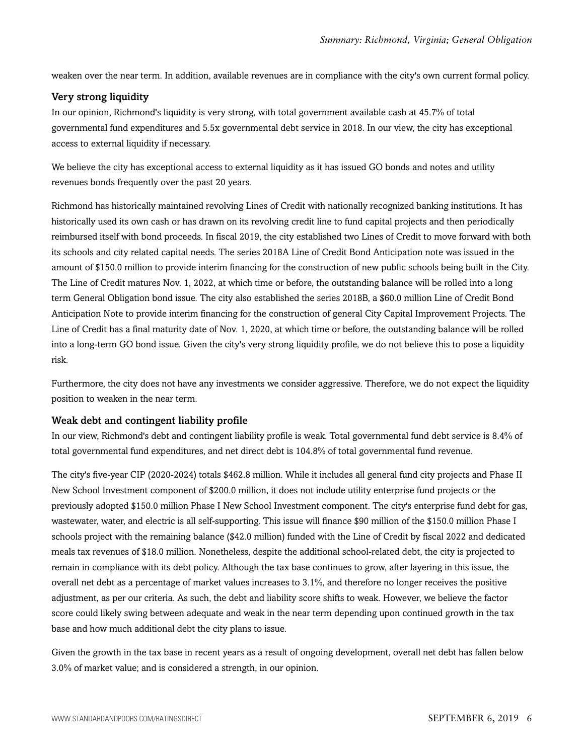weaken over the near term. In addition, available revenues are in compliance with the city's own current formal policy.

### Very strong liquidity

In our opinion, Richmond's liquidity is very strong, with total government available cash at 45.7% of total governmental fund expenditures and 5.5x governmental debt service in 2018. In our view, the city has exceptional access to external liquidity if necessary.

We believe the city has exceptional access to external liquidity as it has issued GO bonds and notes and utility revenues bonds frequently over the past 20 years.

Richmond has historically maintained revolving Lines of Credit with nationally recognized banking institutions. It has historically used its own cash or has drawn on its revolving credit line to fund capital projects and then periodically reimbursed itself with bond proceeds. In fiscal 2019, the city established two Lines of Credit to move forward with both its schools and city related capital needs. The series 2018A Line of Credit Bond Anticipation note was issued in the amount of $150.0 million to provide interim financing for the construction of new public schools being built in the City. The Line of Credit matures Nov. 1, 2022, at which time or before, the outstanding balance will be rolled into a long term General Obligation bond issue. The city also established the series 2018B, a $60.0 million Line of Credit Bond Anticipation Note to provide interim financing for the construction of general City Capital Improvement Projects. The Line of Credit has a final maturity date of Nov. 1, 2020, at which time or before, the outstanding balance will be rolled into a long-term GO bond issue. Given the city's very strong liquidity profile, we do not believe this to pose a liquidity risk.

Furthermore, the city does not have any investments we consider aggressive. Therefore, we do not expect the liquidity position to weaken in the near term.

### Weak debt and contingent liability profile

In our view, Richmond's debt and contingent liability profile is weak. Total governmental fund debt service is 8.4% of total governmental fund expenditures, and net direct debt is 104.8% of total governmental fund revenue.

The city's five-year CIP (2020-2024) totals $462.8 million. While it includes all general fund city projects and Phase II New School Investment component of $200.0 million, it does not include utility enterprise fund projects or the previously adopted $150.0 million Phase I New School Investment component. The city's enterprise fund debt for gas, wastewater, water, and electric is all self-supporting. This issue will finance $90 million of the $150.0 million Phase I schools project with the remaining balance ($42.0 million) funded with the Line of Credit by fiscal 2022 and dedicated meals tax revenues of $18.0 million. Nonetheless, despite the additional school-related debt, the city is projected to remain in compliance with its debt policy. Although the tax base continues to grow, after layering in this issue, the overall net debt as a percentage of market values increases to 3.1%, and therefore no longer receives the positive adjustment, as per our criteria. As such, the debt and liability score shifts to weak. However, we believe the factor score could likely swing between adequate and weak in the near term depending upon continued growth in the tax base and how much additional debt the city plans to issue.

Given the growth in the tax base in recent years as a result of ongoing development, overall net debt has fallen below 3.0% of market value; and is considered a strength, in our opinion.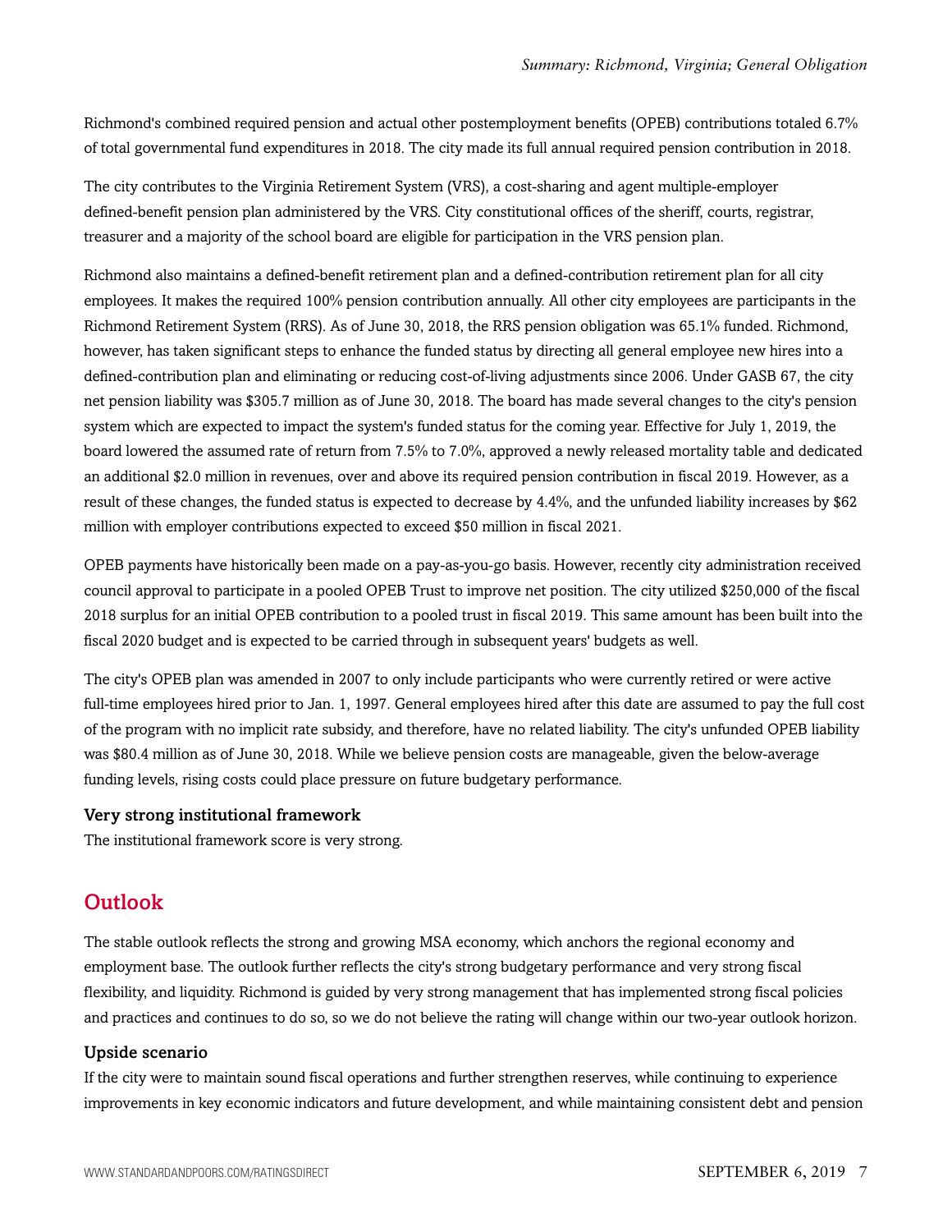Richmond's combined required pension and actual other postemployment benefits (OPEB) contributions totaled 6.7% of total governmental fund expenditures in 2018. The city made its full annual required pension contribution in 2018.

The city contributes to the Virginia Retirement System (VRS), a cost-sharing and agent multiple-employer defined-benefit pension plan administered by the VRS. City constitutional offices of the sheriff, courts, registrar, treasurer and a majority of the school board are eligible for participation in the VRS pension plan.

Richmond also maintains a defined-benefit retirement plan and a defined-contribution retirement plan for all city employees. It makes the required 100% pension contribution annually. All other city employees are participants in the Richmond Retirement System (RRS). As of June 30, 2018, the RRS pension obligation was 65.1% funded. Richmond, however, has taken significant steps to enhance the funded status by directing all general employee new hires into a defined-contribution plan and eliminating or reducing cost-of-living adjustments since 2006. Under GASB 67, the city net pension liability was $305.7 million as of June 30, 2018. The board has made several changes to the city's pension system which are expected to impact the system's funded status for the coming year. Effective for July 1, 2019, the board lowered the assumed rate of return from 7.5% to 7.0%, approved a newly released mortality table and dedicated an additional $2.0 million in revenues, over and above its required pension contribution in fiscal 2019. However, as a result of these changes, the funded status is expected to decrease by 4.4%, and the unfunded liability increases by $62 million with employer contributions expected to exceed $50 million in fiscal 2021.

OPEB payments have historically been made on a pay-as-you-go basis. However, recently city administration received council approval to participate in a pooled OPEB Trust to improve net position. The city utilized $250,000 of the fiscal 2018 surplus for an initial OPEB contribution to a pooled trust in fiscal 2019. This same amount has been built into the fiscal 2020 budget and is expected to be carried through in subsequent years' budgets as well.

The city's OPEB plan was amended in 2007 to only include participants who were currently retired or were active full-time employees hired prior to Jan. 1, 1997. General employees hired after this date are assumed to pay the full cost of the program with no implicit rate subsidy, and therefore, have no related liability. The city's unfunded OPEB liability was $80.4 million as of June 30, 2018. While we believe pension costs are manageable, given the below-average funding levels, rising costs could place pressure on future budgetary performance.

### Very strong institutional framework

The institutional framework score is very strong.

## Outlook

The stable outlook reflects the strong and growing MSA economy, which anchors the regional economy and employment base. The outlook further reflects the city's strong budgetary performance and very strong fiscal flexibility, and liquidity. Richmond is guided by very strong management that has implemented strong fiscal policies and practices and continues to do so, so we do not believe the rating will change within our two-year outlook horizon.

### Upside scenario

If the city were to maintain sound fiscal operations and further strengthen reserves, while continuing to experience improvements in key economic indicators and future development, and while maintaining consistent debt and pension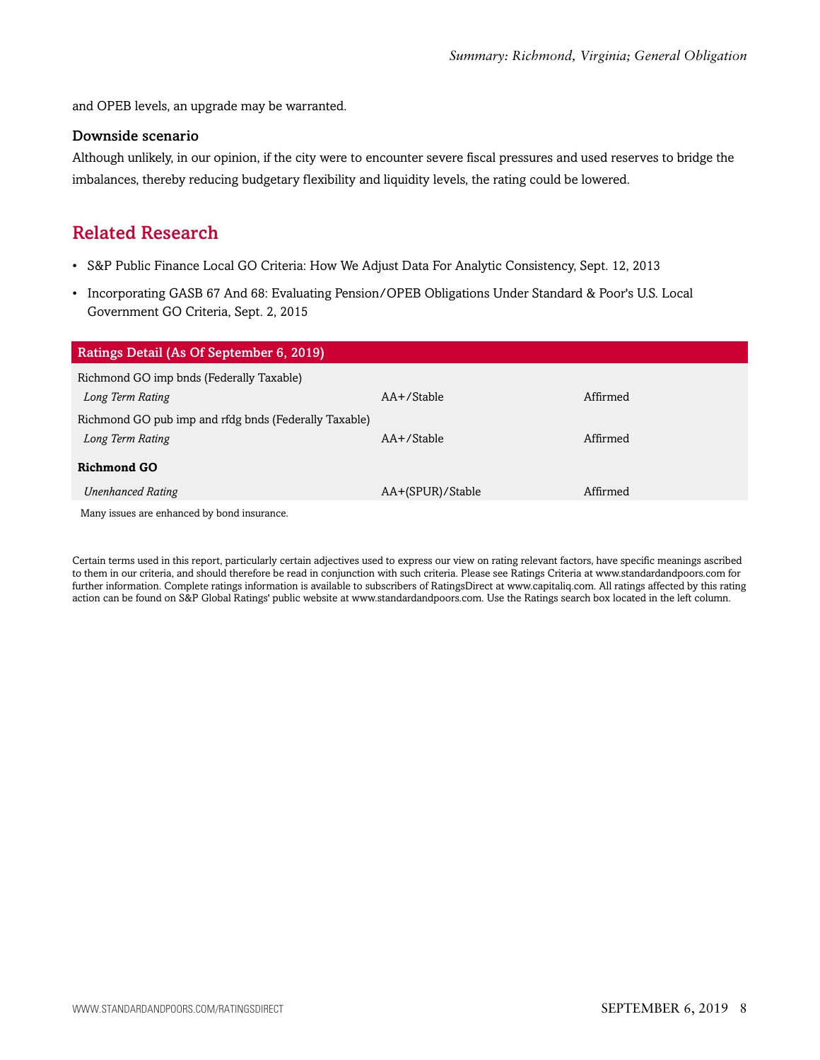and OPEB levels, an upgrade may be warranted.

### Downside scenario

Although unlikely, in our opinion, if the city were to encounter severe fiscal pressures and used reserves to bridge the imbalances, thereby reducing budgetary flexibility and liquidity levels, the rating could be lowered.

## Related Research

- S&P Public Finance Local GO Criteria: How We Adjust Data For Analytic Consistency, Sept. 12, 2013
- Incorporating GASB 67 And 68: Evaluating Pension/OPEB Obligations Under Standard & Poor's U.S. Local Government GO Criteria, Sept. 2, 2015

| Ratings Detail (As Of September 6, 2019) | | |
|---|---|---|
| Richmond GO imp bnds (Federally Taxable) | | |
| *Long Term Rating* | AA+/Stable | Affirmed |
| Richmond GO pub imp and rfdg bnds (Federally Taxable) | | |
| *Long Term Rating* | AA+/Stable | Affirmed |
| **Richmond GO** | | |
| *Unenhanced Rating* | AA+(SPUR)/Stable | Affirmed |

Many issues are enhanced by bond insurance.

Certain terms used in this report, particularly certain adjectives used to express our view on rating relevant factors, have specific meanings ascribed to them in our criteria, and should therefore be read in conjunction with such criteria. Please see Ratings Criteria at www.standardandpoors.com for further information. Complete ratings information is available to subscribers of RatingsDirect at www.capitaliq.com. All ratings affected by this rating action can be found on S&P Global Ratings' public website at www.standardandpoors.com. Use the Ratings search box located in the left column.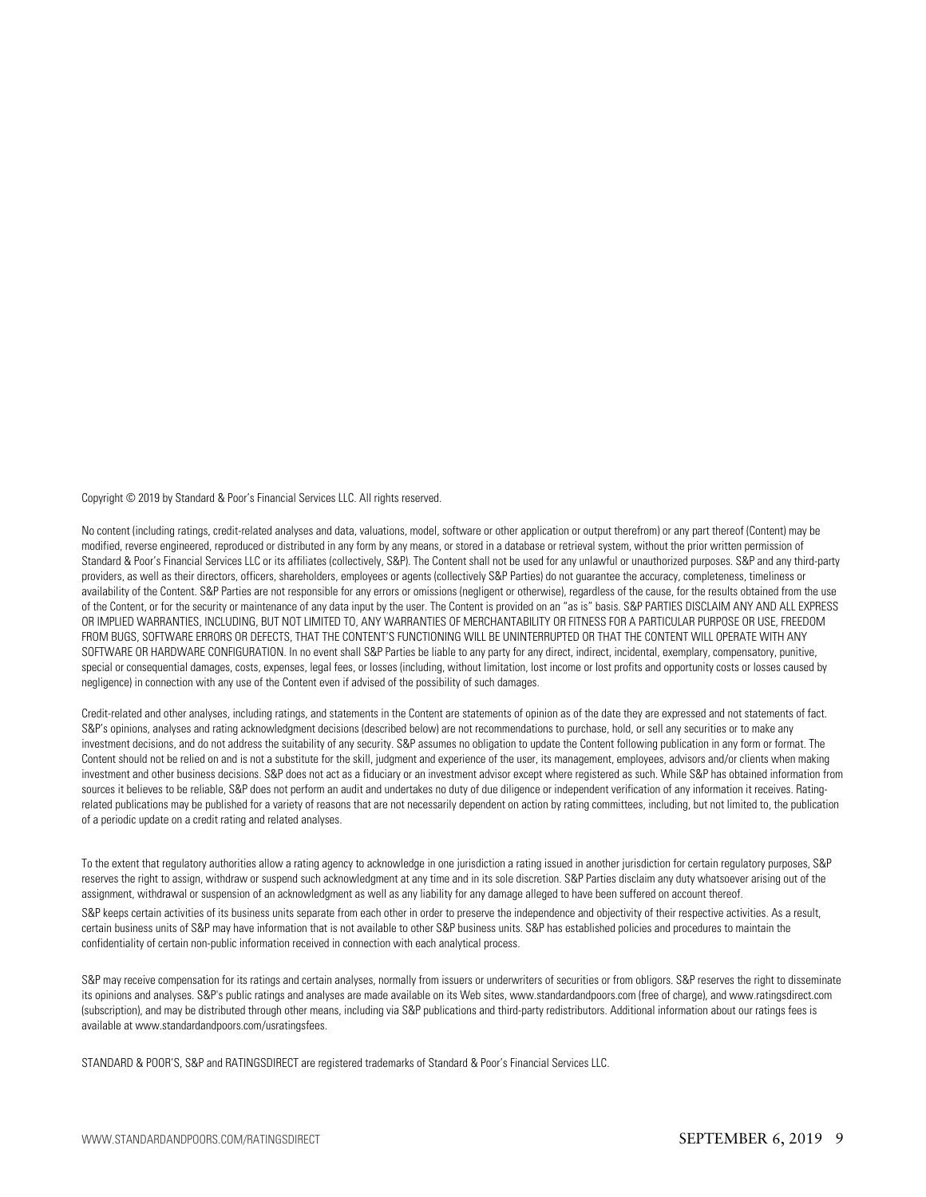Copyright © 2019 by Standard & Poor's Financial Services LLC. All rights reserved.

No content (including ratings, credit-related analyses and data, valuations, model, software or other application or output therefrom) or any part thereof (Content) may be modified, reverse engineered, reproduced or distributed in any form by any means, or stored in a database or retrieval system, without the prior written permission of Standard & Poor's Financial Services LLC or its affiliates (collectively, S&P). The Content shall not be used for any unlawful or unauthorized purposes. S&P and any third-party providers, as well as their directors, officers, shareholders, employees or agents (collectively S&P Parties) do not guarantee the accuracy, completeness, timeliness or availability of the Content. S&P Parties are not responsible for any errors or omissions (negligent or otherwise), regardless of the cause, for the results obtained from the use of the Content, or for the security or maintenance of any data input by the user. The Content is provided on an "as is" basis. S&P PARTIES DISCLAIM ANY AND ALL EXPRESS OR IMPLIED WARRANTIES, INCLUDING, BUT NOT LIMITED TO, ANY WARRANTIES OF MERCHANTABILITY OR FITNESS FOR A PARTICULAR PURPOSE OR USE, FREEDOM FROM BUGS, SOFTWARE ERRORS OR DEFECTS, THAT THE CONTENT'S FUNCTIONING WILL BE UNINTERRUPTED OR THAT THE CONTENT WILL OPERATE WITH ANY SOFTWARE OR HARDWARE CONFIGURATION. In no event shall S&P Parties be liable to any party for any direct, indirect, incidental, exemplary, compensatory, punitive, special or consequential damages, costs, expenses, legal fees, or losses (including, without limitation, lost income or lost profits and opportunity costs or losses caused by negligence) in connection with any use of the Content even if advised of the possibility of such damages.

Credit-related and other analyses, including ratings, and statements in the Content are statements of opinion as of the date they are expressed and not statements of fact. S&P's opinions, analyses and rating acknowledgment decisions (described below) are not recommendations to purchase, hold, or sell any securities or to make any investment decisions, and do not address the suitability of any security. S&P assumes no obligation to update the Content following publication in any form or format. The Content should not be relied on and is not a substitute for the skill, judgment and experience of the user, its management, employees, advisors and/or clients when making investment and other business decisions. S&P does not act as a fiduciary or an investment advisor except where registered as such. While S&P has obtained information from sources it believes to be reliable, S&P does not perform an audit and undertakes no duty of due diligence or independent verification of any information it receives. Rating-related publications may be published for a variety of reasons that are not necessarily dependent on action by rating committees, including, but not limited to, the publication of a periodic update on a credit rating and related analyses.

To the extent that regulatory authorities allow a rating agency to acknowledge in one jurisdiction a rating issued in another jurisdiction for certain regulatory purposes, S&P reserves the right to assign, withdraw or suspend such acknowledgment at any time and in its sole discretion. S&P Parties disclaim any duty whatsoever arising out of the assignment, withdrawal or suspension of an acknowledgment as well as any liability for any damage alleged to have been suffered on account thereof.

S&P keeps certain activities of its business units separate from each other in order to preserve the independence and objectivity of their respective activities. As a result, certain business units of S&P may have information that is not available to other S&P business units. S&P has established policies and procedures to maintain the confidentiality of certain non-public information received in connection with each analytical process.

S&P may receive compensation for its ratings and certain analyses, normally from issuers or underwriters of securities or from obligors. S&P reserves the right to disseminate its opinions and analyses. S&P's public ratings and analyses are made available on its Web sites, www.standardandpoors.com (free of charge), and www.ratingsdirect.com (subscription), and may be distributed through other means, including via S&P publications and third-party redistributors. Additional information about our ratings fees is available at www.standardandpoors.com/usratingsfees.

STANDARD & POOR'S, S&P and RATINGSDIRECT are registered trademarks of Standard & Poor's Financial Services LLC.